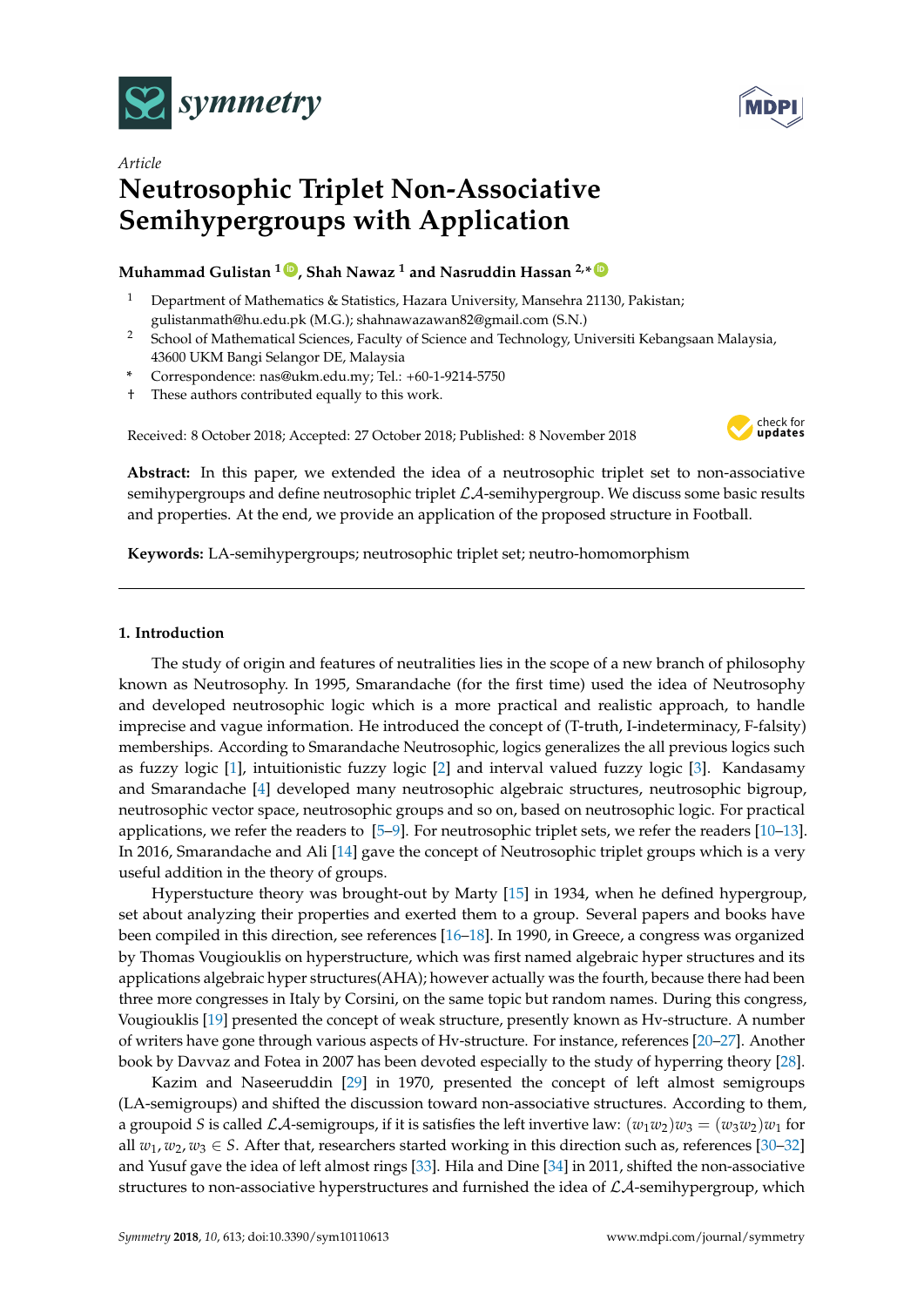*Article*

# Neutrosophic Triplet Non-Associative Semihypergroups with Application

**Muhammad Gulistan [1], Shah Nawaz [1] and Nasruddin Hassan [2,*]**

[1] Department of Mathematics & Statistics, Hazara University, Mansehra 21130, Pakistan; gulistanmath@hu.edu.pk (M.G.); shahnawazawan82@gmail.com (S.N.)

[2] School of Mathematical Sciences, Faculty of Science and Technology, Universiti Kebangsaan Malaysia, 43600 UKM Bangi Selangor DE, Malaysia

\* Correspondence: nas@ukm.edu.my; Tel.: +60-1-9214-5750

† These authors contributed equally to this work.

Received: 8 October 2018; Accepted: 27 October 2018; Published: 8 November 2018

**Abstract:** In this paper, we extended the idea of a neutrosophic triplet set to non-associative semihypergroups and define neutrosophic triplet $\mathcal{LA}$-semihypergroup. We discuss some basic results and properties. At the end, we provide an application of the proposed structure in Football.

**Keywords:** LA-semihypergroups; neutrosophic triplet set; neutro-homomorphism

## 1. Introduction

The study of origin and features of neutralities lies in the scope of a new branch of philosophy known as Neutrosophy. In 1995, Smarandache (for the first time) used the idea of Neutrosophy and developed neutrosophic logic which is a more practical and realistic approach, to handle imprecise and vague information. He introduced the concept of (T-truth, I-indeterminacy, F-falsity) memberships. According to Smarandache Neutrosophic, logics generalizes the all previous logics such as fuzzy logic [1], intuitionistic fuzzy logic [2] and interval valued fuzzy logic [3]. Kandasamy and Smarandache [4] developed many neutrosophic algebraic structures, neutrosophic bigroup, neutrosophic vector space, neutrosophic groups and so on, based on neutrosophic logic. For practical applications, we refer the readers to [5–9]. For neutrosophic triplet sets, we refer the readers [10–13]. In 2016, Smarandache and Ali [14] gave the concept of Neutrosophic triplet groups which is a very useful addition in the theory of groups.

Hyperstucture theory was brought-out by Marty [15] in 1934, when he defined hypergroup, set about analyzing their properties and exerted them to a group. Several papers and books have been compiled in this direction, see references [16–18]. In 1990, in Greece, a congress was organized by Thomas Vougiouklis on hyperstructure, which was first named algebraic hyper structures and its applications algebraic hyper structures(AHA); however actually was the fourth, because there had been three more congresses in Italy by Corsini, on the same topic but random names. During this congress, Vougiouklis [19] presented the concept of weak structure, presently known as Hv-structure. A number of writers have gone through various aspects of Hv-structure. For instance, references [20–27]. Another book by Davvaz and Fotea in 2007 has been devoted especially to the study of hyperring theory [28].

Kazim and Naseeruddin [29] in 1970, presented the concept of left almost semigroups (LA-semigroups) and shifted the discussion toward non-associative structures. According to them, a groupoid $S$ is called $\mathcal{LA}$-semigroups, if it is satisfies the left invertive law: $(w_1 w_2)w_3 = (w_3 w_2)w_1$ for all $w_1, w_2, w_3 \in S$. After that, researchers started working in this direction such as, references [30–32] and Yusuf gave the idea of left almost rings [33]. Hila and Dine [34] in 2011, shifted the non-associative structures to non-associative hyperstructures and furnished the idea of $\mathcal{LA}$-semihypergroup, which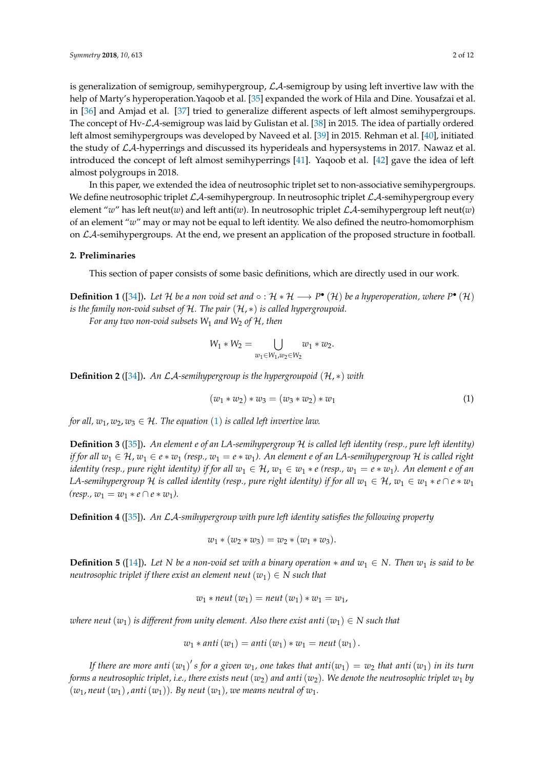is generalization of semigroup, semihypergroup, $\mathcal{LA}$-semigroup by using left invertive law with the help of Marty's hyperoperation.Yaqoob et al. [35] expanded the work of Hila and Dine. Yousafzai et al. in [36] and Amjad et al. [37] tried to generalize different aspects of left almost semihypergroups. The concept of Hv-$\mathcal{LA}$-semigroup was laid by Gulistan et al. [38] in 2015. The idea of partially ordered left almost semihypergroups was developed by Naveed et al. [39] in 2015. Rehman et al. [40], initiated the study of $\mathcal{LA}$-hyperrings and discussed its hyperideals and hypersystems in 2017. Nawaz et al. introduced the concept of left almost semihyperrings [41]. Yaqoob et al. [42] gave the idea of left almost polygroups in 2018.

In this paper, we extended the idea of neutrosophic triplet set to non-associative semihypergroups. We define neutrosophic triplet $\mathcal{LA}$-semihypergroup. In neutrosophic triplet $\mathcal{LA}$-semihypergroup every element "$w$" has left neut($w$) and left anti($w$). In neutrosophic triplet $\mathcal{LA}$-semihypergroup left neut($w$) of an element "$w$" may or may not be equal to left identity. We also defined the neutro-homomorphism on $\mathcal{LA}$-semihypergroups. At the end, we present an application of the proposed structure in football.

## 2. Preliminaries

This section of paper consists of some basic definitions, which are directly used in our work.

**Definition 1** ([34]). *Let $\mathcal{H}$ be a non void set and $\circ : \mathcal{H} * \mathcal{H} \longrightarrow P^{\bullet}(\mathcal{H})$ be a hyperoperation, where $P^{\bullet}(\mathcal{H})$ is the family non-void subset of $\mathcal{H}$. The pair $(\mathcal{H}, *)$ is called hypergroupoid.*

*For any two non-void subsets $W_1$ and $W_2$ of $\mathcal{H}$, then*

$$W_1 * W_2 = \bigcup_{w_1 \in W_1, w_2 \in W_2} w_1 * w_2.$$

**Definition 2** ([34]). *An $\mathcal{LA}$-semihypergroup is the hypergroupoid $(\mathcal{H}, *)$ with*

$$(w_1 * w_2) * w_3 = (w_3 * w_2) * w_1 \tag{1}$$

*for all, $w_1, w_2, w_3 \in \mathcal{H}$. The equation (1) is called left invertive law.*

**Definition 3** ([35]). *An element $e$ of an LA-semihypergroup $\mathcal{H}$ is called left identity (resp., pure left identity) if for all $w_1 \in \mathcal{H}$, $w_1 \in e * w_1$ (resp., $w_1 = e * w_1$). An element $e$ of an LA-semihypergroup $\mathcal{H}$ is called right identity (resp., pure right identity) if for all $w_1 \in \mathcal{H}$, $w_1 \in w_1 * e$ (resp., $w_1 = e * w_1$). An element $e$ of an LA-semihypergroup $\mathcal{H}$ is called identity (resp., pure right identity) if for all $w_1 \in \mathcal{H}$, $w_1 \in w_1 * e \cap e * w_1$ (resp., $w_1 = w_1 * e \cap e * w_1$).*

**Definition 4** ([35]). *An $\mathcal{LA}$-smihypergroup with pure left identity satisfies the following property*

$$w_1 * (w_2 * w_3) = w_2 * (w_1 * w_3).$$

**Definition 5** ([14]). *Let $N$ be a non-void set with a binary operation $*$ and $w_1 \in N$. Then $w_1$ is said to be neutrosophic triplet if there exist an element $neut\,(w_1) \in N$ such that*

$$w_1 * neut\,(w_1) = neut\,(w_1) * w_1 = w_1,$$

*where $neut\,(w_1)$ is different from unity element. Also there exist $anti\,(w_1) \in N$ such that*

$$w_1 * anti\,(w_1) = anti\,(w_1) * w_1 = neut\,(w_1)\,.$$

*If there are more $anti\,(w_1)'s$ for a given $w_1$, one takes that $anti(w_1) = w_2$ that $anti\,(w_1)$ in its turn forms a neutrosophic triplet, i.e., there exists $neut\,(w_2)$ and $anti\,(w_2)$. We denote the neutrosophic triplet $w_1$ by $(w_1, neut\,(w_1)\,, anti\,(w_1))$. By $neut\,(w_1)$, we means neutral of $w_1$.*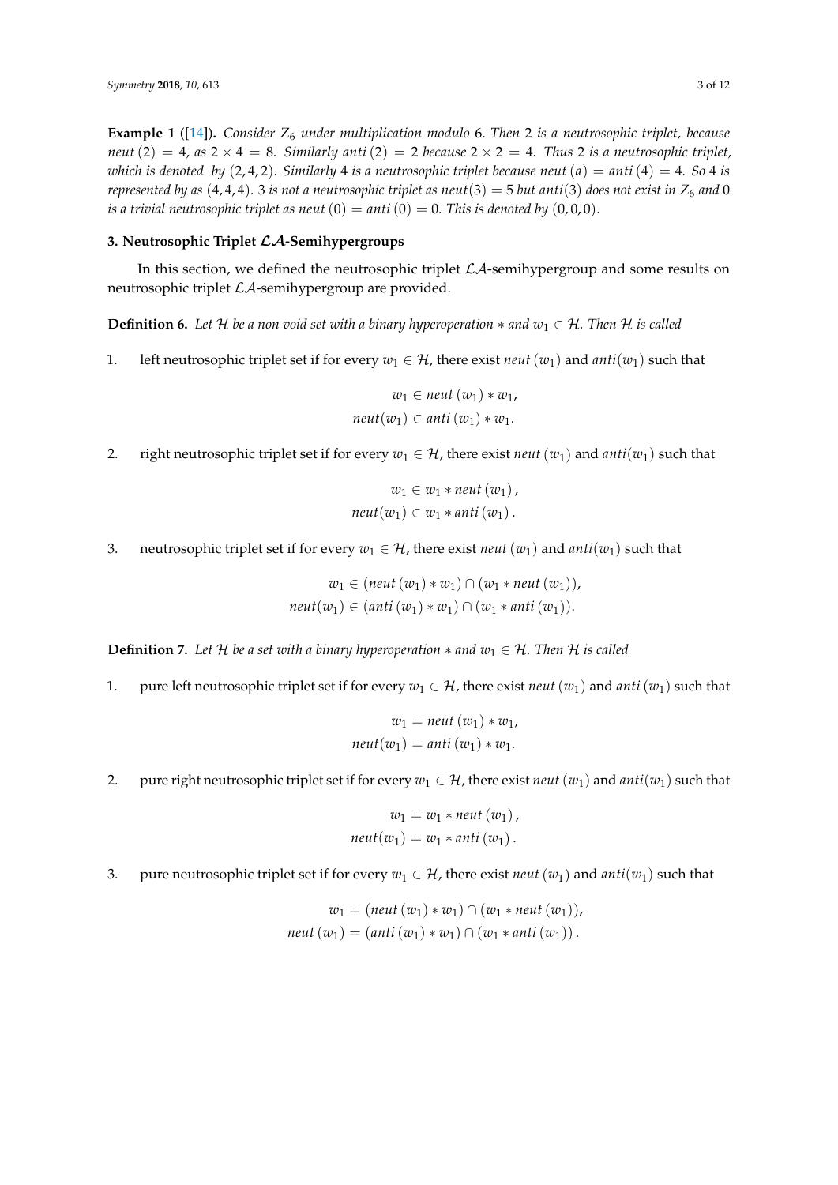**Example 1** ([14])**.** *Consider $Z_6$ under multiplication modulo 6. Then 2 is a neutrosophic triplet, because $neut\,(2) = 4$, as $2 \times 4 = 8$. Similarly $anti\,(2) = 2$ because $2 \times 2 = 4$. Thus 2 is a neutrosophic triplet, which is denoted by $(2, 4, 2)$. Similarly 4 is a neutrosophic triplet because $neut\,(a) = anti\,(4) = 4$. So 4 is represented by as $(4, 4, 4)$. 3 is not a neutrosophic triplet as $neut(3) = 5$ but $anti(3)$ does not exist in $Z_6$ and 0 is a trivial neutrosophic triplet as $neut\,(0) = anti\,(0) = 0$. This is denoted by $(0, 0, 0)$.*

## 3. Neutrosophic Triplet $\mathcal{LA}$-Semihypergroups

In this section, we defined the neutrosophic triplet $\mathcal{LA}$-semihypergroup and some results on neutrosophic triplet $\mathcal{LA}$-semihypergroup are provided.

**Definition 6.** *Let $\mathcal{H}$ be a non void set with a binary hyperoperation $*$ and $w_1 \in \mathcal{H}$. Then $\mathcal{H}$ is called*

1. left neutrosophic triplet set if for every $w_1 \in \mathcal{H}$, there exist $neut\,(w_1)$ and $anti(w_1)$ such that

$$w_1 \in neut\,(w_1) * w_1,$$
$$neut(w_1) \in anti\,(w_1) * w_1.$$

2. right neutrosophic triplet set if for every $w_1 \in \mathcal{H}$, there exist $neut\,(w_1)$ and $anti(w_1)$ such that

$$w_1 \in w_1 * neut\,(w_1)\,,$$
$$neut(w_1) \in w_1 * anti\,(w_1)\,.$$

3. neutrosophic triplet set if for every $w_1 \in \mathcal{H}$, there exist $neut\,(w_1)$ and $anti(w_1)$ such that

$$w_1 \in (neut\,(w_1) * w_1) \cap (w_1 * neut\,(w_1)),$$
$$neut(w_1) \in (anti\,(w_1) * w_1) \cap (w_1 * anti\,(w_1)).$$

**Definition 7.** *Let $\mathcal{H}$ be a set with a binary hyperoperation $*$ and $w_1 \in \mathcal{H}$. Then $\mathcal{H}$ is called*

1. pure left neutrosophic triplet set if for every $w_1 \in \mathcal{H}$, there exist $neut\,(w_1)$ and $anti\,(w_1)$ such that

$$w_1 = neut\,(w_1) * w_1,$$
$$neut(w_1) = anti\,(w_1) * w_1.$$

2. pure right neutrosophic triplet set if for every $w_1 \in \mathcal{H}$, there exist $neut\,(w_1)$ and $anti(w_1)$ such that

$$w_1 = w_1 * neut\,(w_1)\,,$$
$$neut(w_1) = w_1 * anti\,(w_1)\,.$$

3. pure neutrosophic triplet set if for every $w_1 \in \mathcal{H}$, there exist $neut\,(w_1)$ and $anti(w_1)$ such that

$$w_1 = (neut\,(w_1) * w_1) \cap (w_1 * neut\,(w_1)),$$
$$neut\,(w_1) = (anti\,(w_1) * w_1) \cap (w_1 * anti\,(w_1))\,.$$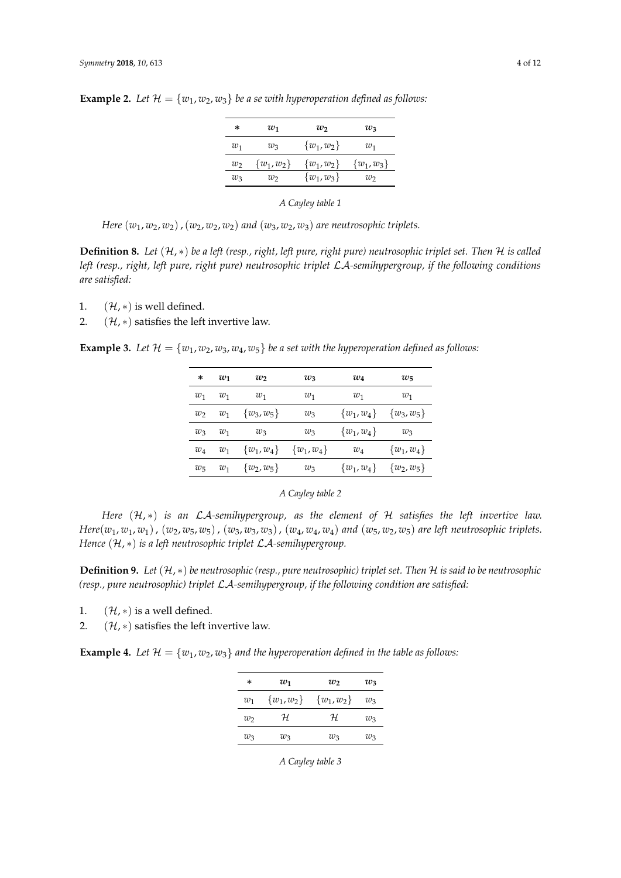**Example 2.** *Let $\mathcal{H} = \{w_1, w_2, w_3\}$ be a se with hyperoperation defined as follows:*

| $*$ | $w_1$ | $w_2$ | $w_3$ |
|---|---|---|---|
| $w_1$ | $w_3$ | $\{w_1, w_2\}$ | $w_1$ |
| $w_2$ | $\{w_1, w_2\}$ | $\{w_1, w_2\}$ | $\{w_1, w_3\}$ |
| $w_3$ | $w_2$ | $\{w_1, w_3\}$ | $w_2$ |

*A Cayley table 1*

*Here $(w_1, w_2, w_2)$, $(w_2, w_2, w_2)$ and $(w_3, w_2, w_3)$ are neutrosophic triplets.*

**Definition 8.** *Let $(\mathcal{H}, *)$ be a left (resp., right, left pure, right pure) neutrosophic triplet set. Then $\mathcal{H}$ is called left (resp., right, left pure, right pure) neutrosophic triplet $\mathcal{LA}$-semihypergroup, if the following conditions are satisfied:*

1. $(\mathcal{H}, *)$ is well defined.
2. $(\mathcal{H}, *)$ satisfies the left invertive law.

**Example 3.** *Let $\mathcal{H} = \{w_1, w_2, w_3, w_4, w_5\}$ be a set with the hyperoperation defined as follows:*

| $*$ | $w_1$ | $w_2$ | $w_3$ | $w_4$ | $w_5$ |
|---|---|---|---|---|---|
| $w_1$ | $w_1$ | $w_1$ | $w_1$ | $w_1$ | $w_1$ |
| $w_2$ | $w_1$ | $\{w_3, w_5\}$ | $w_3$ | $\{w_1, w_4\}$ | $\{w_3, w_5\}$ |
| $w_3$ | $w_1$ | $w_3$ | $w_3$ | $\{w_1, w_4\}$ | $w_3$ |
| $w_4$ | $w_1$ | $\{w_1, w_4\}$ | $\{w_1, w_4\}$ | $w_4$ | $\{w_1, w_4\}$ |
| $w_5$ | $w_1$ | $\{w_2, w_5\}$ | $w_3$ | $\{w_1, w_4\}$ | $\{w_2, w_5\}$ |

*A Cayley table 2*

*Here $(\mathcal{H}, *)$ is an $\mathcal{LA}$-semihypergroup, as the element of $\mathcal{H}$ satisfies the left invertive law. Here$(w_1, w_1, w_1)$, $(w_2, w_5, w_5)$, $(w_3, w_3, w_3)$, $(w_4, w_4, w_4)$ and $(w_5, w_2, w_5)$ are left neutrosophic triplets. Hence $(\mathcal{H}, *)$ is a left neutrosophic triplet $\mathcal{LA}$-semihypergroup.*

**Definition 9.** *Let $(\mathcal{H}, *)$ be neutrosophic (resp., pure neutrosophic) triplet set. Then $\mathcal{H}$ is said to be neutrosophic (resp., pure neutrosophic) triplet $\mathcal{LA}$-semihypergroup, if the following condition are satisfied:*

1. $(\mathcal{H}, *)$ is a well defined.
2. $(\mathcal{H}, *)$ satisfies the left invertive law.

**Example 4.** *Let $\mathcal{H} = \{w_1, w_2, w_3\}$ and the hyperoperation defined in the table as follows:*

| $*$ | $w_1$ | $w_2$ | $w_3$ |
|---|---|---|---|
| $w_1$ | $\{w_1, w_2\}$ | $\{w_1, w_2\}$ | $w_3$ |
| $w_2$ | $\mathcal{H}$ | $\mathcal{H}$ | $w_3$ |
| $w_3$ | $w_3$ | $w_3$ | $w_3$ |

*A Cayley table 3*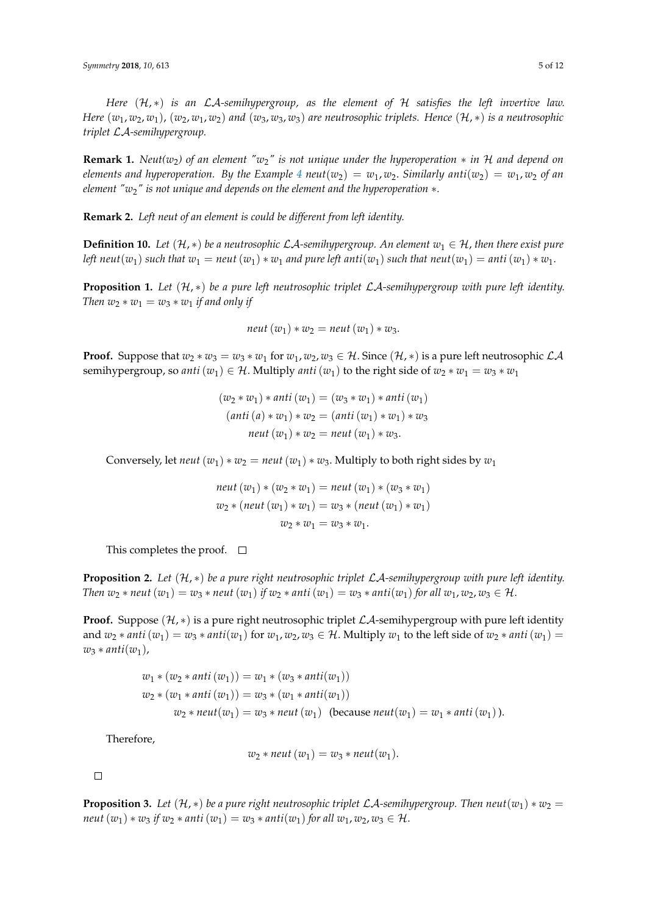*Here $(\mathcal{H}, *)$ is an $\mathcal{LA}$-semihypergroup, as the element of $\mathcal{H}$ satisfies the left invertive law. Here $(w_1, w_2, w_1)$, $(w_2, w_1, w_2)$ and $(w_3, w_3, w_3)$ are neutrosophic triplets. Hence $(\mathcal{H}, *)$ is a neutrosophic triplet $\mathcal{LA}$-semihypergroup.*

**Remark 1.** *Neut($w_2$) of an element "$w_2$" is not unique under the hyperoperation $*$ in $\mathcal{H}$ and depend on elements and hyperoperation. By the Example 4 neut$(w_2) = w_1, w_2$. Similarly anti$(w_2) = w_1, w_2$ of an element "$w_2$" is not unique and depends on the element and the hyperoperation $*$.*

**Remark 2.** *Left neut of an element is could be different from left identity.*

**Definition 10.** *Let $(\mathcal{H}, *)$ be a neutrosophic $\mathcal{LA}$-semihypergroup. An element $w_1 \in \mathcal{H}$, then there exist pure left neut$(w_1)$ such that $w_1 = neut\,(w_1) * w_1$ and pure left anti$(w_1)$ such that $neut(w_1) = anti\,(w_1) * w_1$.*

**Proposition 1.** *Let $(\mathcal{H}, *)$ be a pure left neutrosophic triplet $\mathcal{LA}$-semihypergroup with pure left identity. Then $w_2 * w_1 = w_3 * w_1$ if and only if*

$$neut\,(w_1) * w_2 = neut\,(w_1) * w_3.$$

**Proof.** Suppose that $w_2 * w_3 = w_3 * w_1$ for $w_1, w_2, w_3 \in \mathcal{H}$. Since $(\mathcal{H}, *)$ is a pure left neutrosophic $\mathcal{LA}$ semihypergroup, so $anti\,(w_1) \in \mathcal{H}$. Multiply $anti\,(w_1)$ to the right side of $w_2 * w_1 = w_3 * w_1$

$$(w_2 * w_1) * anti\,(w_1) = (w_3 * w_1) * anti\,(w_1)$$
$$(anti\,(a) * w_1) * w_2 = (anti\,(w_1) * w_1) * w_3$$
$$neut\,(w_1) * w_2 = neut\,(w_1) * w_3.$$

Conversely, let $neut\,(w_1) * w_2 = neut\,(w_1) * w_3$. Multiply to both right sides by $w_1$

$$neut\,(w_1) * (w_2 * w_1) = neut\,(w_1) * (w_3 * w_1)$$
$$w_2 * (neut\,(w_1) * w_1) = w_3 * (neut\,(w_1) * w_1)$$
$$w_2 * w_1 = w_3 * w_1.$$

This completes the proof. □

**Proposition 2.** *Let $(\mathcal{H}, *)$ be a pure right neutrosophic triplet $\mathcal{LA}$-semihypergroup with pure left identity. Then $w_2 * neut\,(w_1) = w_3 * neut\,(w_1)$ if $w_2 * anti\,(w_1) = w_3 * anti(w_1)$ for all $w_1, w_2, w_3 \in \mathcal{H}$.*

**Proof.** Suppose $(\mathcal{H}, *)$ is a pure right neutrosophic triplet $\mathcal{LA}$-semihypergroup with pure left identity and $w_2 * anti\,(w_1) = w_3 * anti(w_1)$ for $w_1, w_2, w_3 \in \mathcal{H}$. Multiply $w_1$ to the left side of $w_2 * anti\,(w_1) = w_3 * anti(w_1)$,

$$w_1 * (w_2 * anti\,(w_1)) = w_1 * (w_3 * anti(w_1))$$
$$w_2 * (w_1 * anti\,(w_1)) = w_3 * (w_1 * anti(w_1))$$
$$w_2 * neut(w_1) = w_3 * neut\,(w_1) \quad \text{(because } neut(w_1) = w_1 * anti\,(w_1)\text{)}.$$

Therefore,

$$w_2 * neut\,(w_1) = w_3 * neut(w_1).$$

□

**Proposition 3.** *Let $(\mathcal{H}, *)$ be a pure right neutrosophic triplet $\mathcal{LA}$-semihypergroup. Then $neut(w_1) * w_2 = neut\,(w_1) * w_3$ if $w_2 * anti\,(w_1) = w_3 * anti(w_1)$ for all $w_1, w_2, w_3 \in \mathcal{H}$.*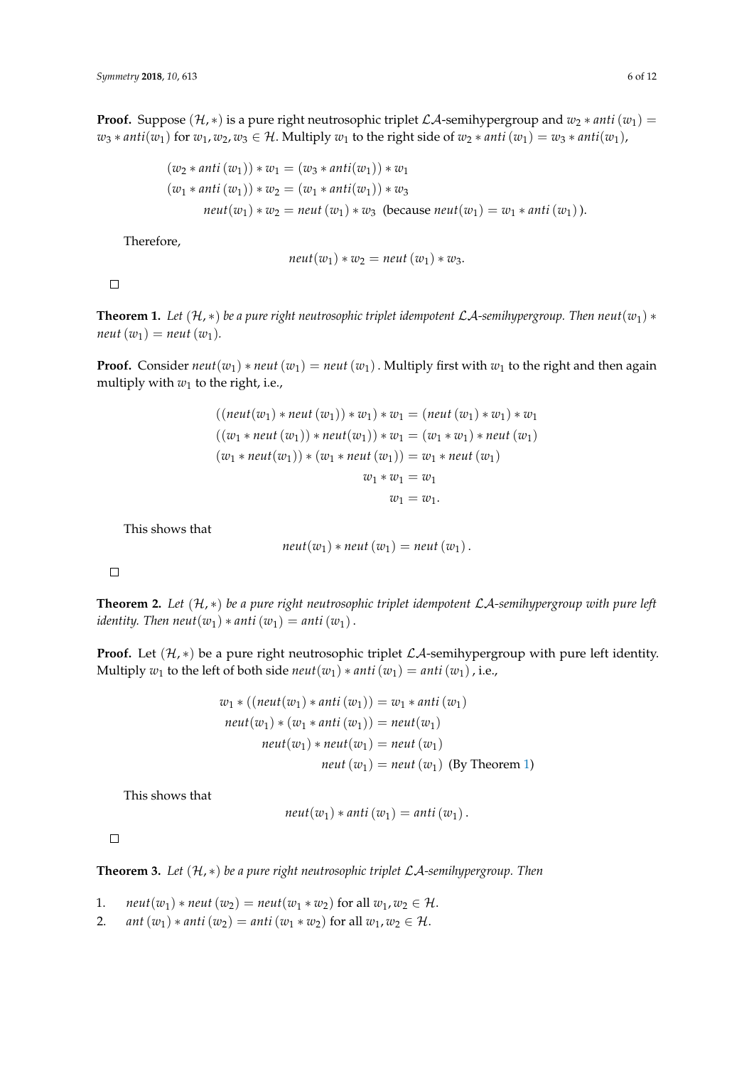**Proof.** Suppose $(\mathcal{H}, *)$ is a pure right neutrosophic triplet $\mathcal{LA}$-semihypergroup and $w_2 * anti\,(w_1) = w_3 * anti(w_1)$ for $w_1, w_2, w_3 \in \mathcal{H}$. Multiply $w_1$ to the right side of $w_2 * anti\,(w_1) = w_3 * anti(w_1)$,

$$
\begin{aligned}
(w_2 * anti\,(w_1)) * w_1 &= (w_3 * anti(w_1)) * w_1 \\
(w_1 * anti\,(w_1)) * w_2 &= (w_1 * anti(w_1)) * w_3 \\
neut(w_1) * w_2 &= neut\,(w_1) * w_3 \ \text{ (because } neut(w_1) = w_1 * anti\,(w_1)\text{)}.
\end{aligned}
$$

Therefore,

$$neut(w_1) * w_2 = neut\,(w_1) * w_3.$$

$\square$

**Theorem 1.** *Let $(\mathcal{H}, *)$ be a pure right neutrosophic triplet idempotent $\mathcal{LA}$-semihypergroup. Then $neut(w_1) * neut\,(w_1) = neut\,(w_1)$.*

**Proof.** Consider $neut(w_1) * neut\,(w_1) = neut\,(w_1)$. Multiply first with $w_1$ to the right and then again multiply with $w_1$ to the right, i.e.,

$$
\begin{aligned}
((neut(w_1) * neut\,(w_1)) * w_1) * w_1 &= (neut\,(w_1) * w_1) * w_1 \\
((w_1 * neut\,(w_1)) * neut(w_1)) * w_1 &= (w_1 * w_1) * neut\,(w_1) \\
(w_1 * neut(w_1)) * (w_1 * neut\,(w_1)) &= w_1 * neut\,(w_1) \\
w_1 * w_1 &= w_1 \\
w_1 &= w_1.
\end{aligned}
$$

This shows that

$$neut(w_1) * neut\,(w_1) = neut\,(w_1)\,.$$

$\square$

**Theorem 2.** *Let $(\mathcal{H}, *)$ be a pure right neutrosophic triplet idempotent $\mathcal{LA}$-semihypergroup with pure left identity. Then $neut(w_1) * anti\,(w_1) = anti\,(w_1)$.*

**Proof.** Let $(\mathcal{H}, *)$ be a pure right neutrosophic triplet $\mathcal{LA}$-semihypergroup with pure left identity. Multiply $w_1$ to the left of both side $neut(w_1) * anti\,(w_1) = anti\,(w_1)$, i.e.,

$$
\begin{aligned}
w_1 * ((neut(w_1) * anti\,(w_1)) &= w_1 * anti\,(w_1) \\
neut(w_1) * (w_1 * anti\,(w_1)) &= neut(w_1) \\
neut(w_1) * neut(w_1) &= neut\,(w_1) \\
neut\,(w_1) &= neut\,(w_1) \ \text{ (By Theorem 1)}
\end{aligned}
$$

This shows that

$$neut(w_1) * anti\,(w_1) = anti\,(w_1)\,.$$

$\square$

**Theorem 3.** *Let $(\mathcal{H}, *)$ be a pure right neutrosophic triplet $\mathcal{LA}$-semihypergroup. Then*

1. $neut(w_1) * neut\,(w_2) = neut(w_1 * w_2)$ for all $w_1, w_2 \in \mathcal{H}$.
2. $ant\,(w_1) * anti\,(w_2) = anti\,(w_1 * w_2)$ for all $w_1, w_2 \in \mathcal{H}$.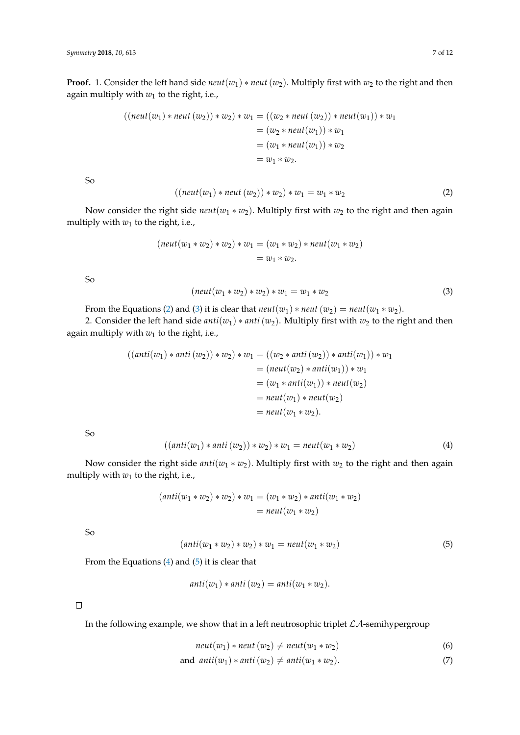**Proof.** 1. Consider the left hand side $neut(w_1) * neut(w_2)$. Multiply first with $w_2$ to the right and then again multiply with $w_1$ to the right, i.e.,

$$
\begin{aligned}
((neut(w_1) * neut(w_2)) * w_2) * w_1 &= ((w_2 * neut(w_2)) * neut(w_1)) * w_1 \\
&= (w_2 * neut(w_1)) * w_1 \\
&= (w_1 * neut(w_1)) * w_2 \\
&= w_1 * w_2.
\end{aligned}
$$

So

$$
((neut(w_1) * neut(w_2)) * w_2) * w_1 = w_1 * w_2 \tag{2}
$$

Now consider the right side $neut(w_1 * w_2)$. Multiply first with $w_2$ to the right and then again multiply with $w_1$ to the right, i.e.,

$$
\begin{aligned}
(neut(w_1 * w_2) * w_2) * w_1 &= (w_1 * w_2) * neut(w_1 * w_2) \\
&= w_1 * w_2.
\end{aligned}
$$

So

$$
(neut(w_1 * w_2) * w_2) * w_1 = w_1 * w_2 \tag{3}
$$

From the Equations (2) and (3) it is clear that $neut(w_1) * neut(w_2) = neut(w_1 * w_2)$.

2. Consider the left hand side $anti(w_1) * anti(w_2)$. Multiply first with $w_2$ to the right and then again multiply with $w_1$ to the right, i.e.,

$$
\begin{aligned}
((anti(w_1) * anti(w_2)) * w_2) * w_1 &= ((w_2 * anti(w_2)) * anti(w_1)) * w_1 \\
&= (neut(w_2) * anti(w_1)) * w_1 \\
&= (w_1 * anti(w_1)) * neut(w_2) \\
&= neut(w_1) * neut(w_2) \\
&= neut(w_1 * w_2).
\end{aligned}
$$

So

$$
((anti(w_1) * anti(w_2)) * w_2) * w_1 = neut(w_1 * w_2) \tag{4}
$$

Now consider the right side $anti(w_1 * w_2)$. Multiply first with $w_2$ to the right and then again multiply with $w_1$ to the right, i.e.,

$$
\begin{aligned}
(anti(w_1 * w_2) * w_2) * w_1 &= (w_1 * w_2) * anti(w_1 * w_2) \\
&= neut(w_1 * w_2)
\end{aligned}
$$

So

$$
(anti(w_1 * w_2) * w_2) * w_1 = neut(w_1 * w_2) \tag{5}
$$

From the Equations (4) and (5) it is clear that

$$
anti(w_1) * anti(w_2) = anti(w_1 * w_2).
$$

□

In the following example, we show that in a left neutrosophic triplet $\mathcal{LA}$-semihypergroup

$$
neut(w_1) * neut(w_2) \neq neut(w_1 * w_2) \tag{6}
$$

$$
\text{and } anti(w_1) * anti(w_2) \neq anti(w_1 * w_2). \tag{7}
$$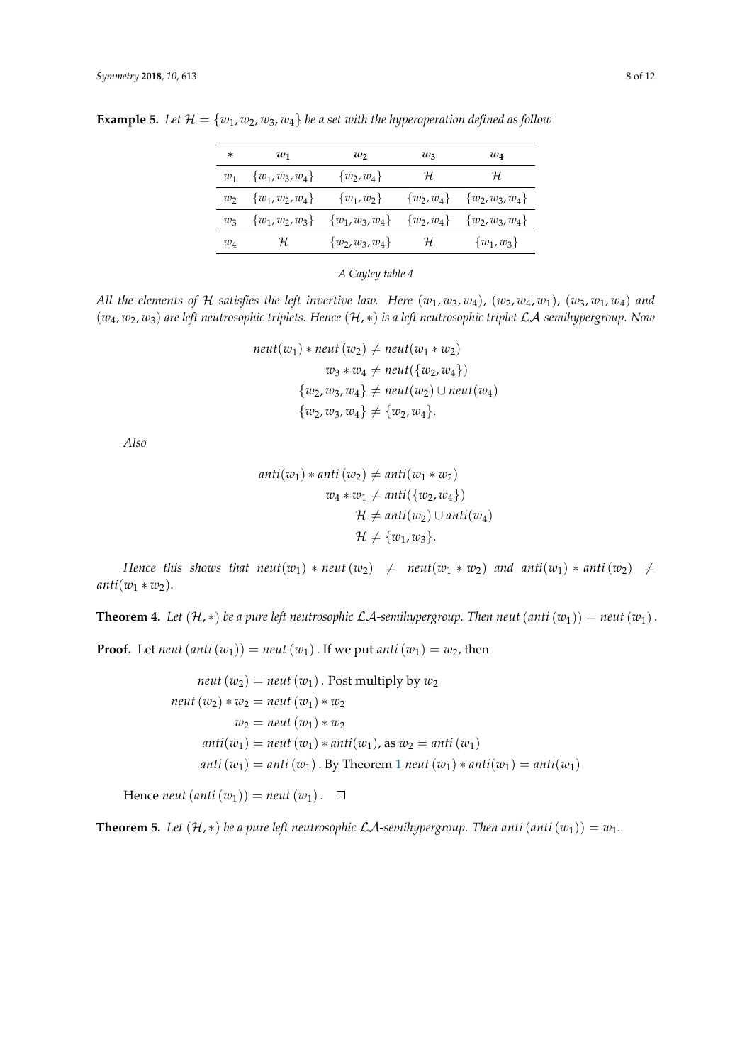**Example 5.** *Let $\mathcal{H} = \{w_1, w_2, w_3, w_4\}$ be a set with the hyperoperation defined as follow*

| $*$ | $w_1$ | $w_2$ | $w_3$ | $w_4$ |
|---|---|---|---|---|
| $w_1$ | $\{w_1, w_3, w_4\}$ | $\{w_2, w_4\}$ | $\mathcal{H}$ | $\mathcal{H}$ |
| $w_2$ | $\{w_1, w_2, w_4\}$ | $\{w_1, w_2\}$ | $\{w_2, w_4\}$ | $\{w_2, w_3, w_4\}$ |
| $w_3$ | $\{w_1, w_2, w_3\}$ | $\{w_1, w_3, w_4\}$ | $\{w_2, w_4\}$ | $\{w_2, w_3, w_4\}$ |
| $w_4$ | $\mathcal{H}$ | $\{w_2, w_3, w_4\}$ | $\mathcal{H}$ | $\{w_1, w_3\}$ |

*A Cayley table 4*

*All the elements of $\mathcal{H}$ satisfies the left invertive law. Here $(w_1, w_3, w_4)$, $(w_2, w_4, w_1)$, $(w_3, w_1, w_4)$ and $(w_4, w_2, w_3)$ are left neutrosophic triplets. Hence $(\mathcal{H}, *)$ is a left neutrosophic triplet $\mathcal{LA}$-semihypergroup. Now*

$$
\begin{aligned}
neut(w_1) * neut\,(w_2) &\neq neut(w_1 * w_2) \\
w_3 * w_4 &\neq neut(\{w_2, w_4\}) \\
\{w_2, w_3, w_4\} &\neq neut(w_2) \cup neut(w_4) \\
\{w_2, w_3, w_4\} &\neq \{w_2, w_4\}.
\end{aligned}
$$

*Also*

$$
\begin{aligned}
anti(w_1) * anti\,(w_2) &\neq anti(w_1 * w_2) \\
w_4 * w_1 &\neq anti(\{w_2, w_4\}) \\
\mathcal{H} &\neq anti(w_2) \cup anti(w_4) \\
\mathcal{H} &\neq \{w_1, w_3\}.
\end{aligned}
$$

*Hence this shows that $neut(w_1) * neut\,(w_2) \neq neut(w_1 * w_2)$ and $anti(w_1) * anti\,(w_2) \neq anti(w_1 * w_2)$.*

**Theorem 4.** *Let $(\mathcal{H}, *)$ be a pure left neutrosophic $\mathcal{LA}$-semihypergroup. Then $neut\,(anti\,(w_1)) = neut\,(w_1)$.*

**Proof.** Let $neut\,(anti\,(w_1)) = neut\,(w_1)$. If we put $anti\,(w_1) = w_2$, then

$$
\begin{aligned}
neut\,(w_2) &= neut\,(w_1)\,.\text{ Post multiply by } w_2 \\
neut\,(w_2) * w_2 &= neut\,(w_1) * w_2 \\
w_2 &= neut\,(w_1) * w_2 \\
anti(w_1) &= neut\,(w_1) * anti(w_1),\text{ as } w_2 = anti\,(w_1) \\
anti\,(w_1) &= anti\,(w_1)\,.\text{ By Theorem 1 } neut\,(w_1) * anti(w_1) = anti(w_1)
\end{aligned}
$$

Hence $neut\,(anti\,(w_1)) = neut\,(w_1)$. □

**Theorem 5.** *Let $(\mathcal{H}, *)$ be a pure left neutrosophic $\mathcal{LA}$-semihypergroup. Then $anti\,(anti\,(w_1)) = w_1$.*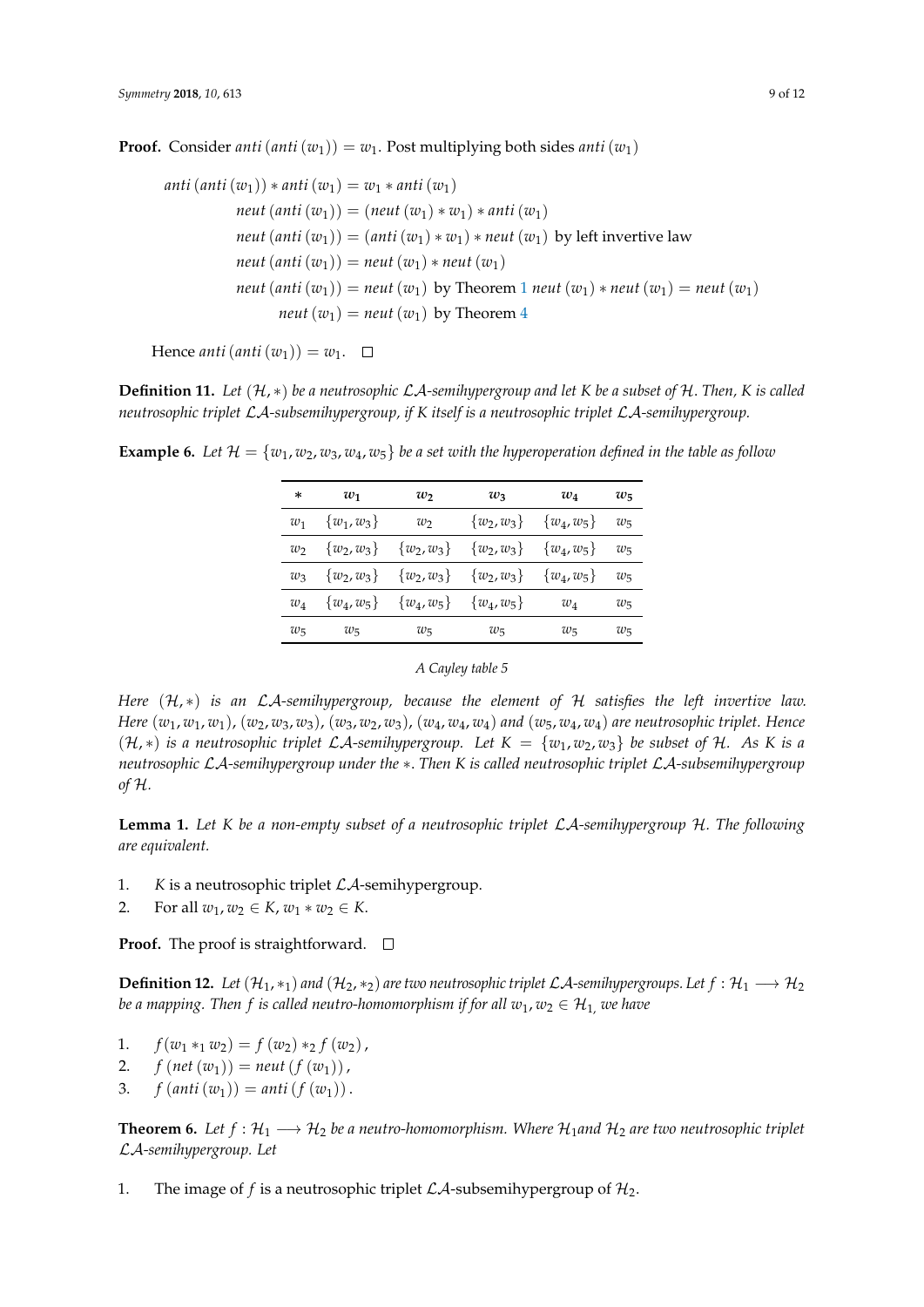**Proof.** Consider $anti\,(anti\,(w_1)) = w_1$. Post multiplying both sides $anti\,(w_1)$

$$
\begin{aligned}
anti\,(anti\,(w_1)) * anti\,(w_1) &= w_1 * anti\,(w_1) \\
neut\,(anti\,(w_1)) &= (neut\,(w_1) * w_1) * anti\,(w_1) \\
neut\,(anti\,(w_1)) &= (anti\,(w_1) * w_1) * neut\,(w_1) \text{ by left invertive law} \\
neut\,(anti\,(w_1)) &= neut\,(w_1) * neut\,(w_1) \\
neut\,(anti\,(w_1)) &= neut\,(w_1) \text{ by Theorem 1 } neut\,(w_1) * neut\,(w_1) = neut\,(w_1) \\
neut\,(w_1) &= neut\,(w_1) \text{ by Theorem 4}
\end{aligned}
$$

Hence $anti\,(anti\,(w_1)) = w_1$. □

**Definition 11.** *Let $(\mathcal{H}, *)$ be a neutrosophic $\mathcal{LA}$-semihypergroup and let $K$ be a subset of $\mathcal{H}$. Then, $K$ is called neutrosophic triplet $\mathcal{LA}$-subsemihypergroup, if $K$ itself is a neutrosophic triplet $\mathcal{LA}$-semihypergroup.*

**Example 6.** *Let $\mathcal{H} = \{w_1, w_2, w_3, w_4, w_5\}$ be a set with the hyperoperation defined in the table as follow*

| $*$ | $w_1$ | $w_2$ | $w_3$ | $w_4$ | $w_5$ |
|---|---|---|---|---|---|
| $w_1$ | $\{w_1, w_3\}$ | $w_2$ | $\{w_2, w_3\}$ | $\{w_4, w_5\}$ | $w_5$ |
| $w_2$ | $\{w_2, w_3\}$ | $\{w_2, w_3\}$ | $\{w_2, w_3\}$ | $\{w_4, w_5\}$ | $w_5$ |
| $w_3$ | $\{w_2, w_3\}$ | $\{w_2, w_3\}$ | $\{w_2, w_3\}$ | $\{w_4, w_5\}$ | $w_5$ |
| $w_4$ | $\{w_4, w_5\}$ | $\{w_4, w_5\}$ | $\{w_4, w_5\}$ | $w_4$ | $w_5$ |
| $w_5$ | $w_5$ | $w_5$ | $w_5$ | $w_5$ | $w_5$ |

*A Cayley table 5*

*Here $(\mathcal{H}, *)$ is an $\mathcal{LA}$-semihypergroup, because the element of $\mathcal{H}$ satisfies the left invertive law. Here $(w_1, w_1, w_1)$, $(w_2, w_3, w_3)$, $(w_3, w_2, w_3)$, $(w_4, w_4, w_4)$ and $(w_5, w_4, w_4)$ are neutrosophic triplet. Hence $(\mathcal{H}, *)$ is a neutrosophic triplet $\mathcal{LA}$-semihypergroup. Let $K = \{w_1, w_2, w_3\}$ be subset of $\mathcal{H}$. As $K$ is a neutrosophic $\mathcal{LA}$-semihypergroup under the $*$. Then $K$ is called neutrosophic triplet $\mathcal{LA}$-subsemihypergroup of $\mathcal{H}$.*

**Lemma 1.** *Let $K$ be a non-empty subset of a neutrosophic triplet $\mathcal{LA}$-semihypergroup $\mathcal{H}$. The following are equivalent.*

1. $K$ is a neutrosophic triplet $\mathcal{LA}$-semihypergroup.
2. For all $w_1, w_2 \in K$, $w_1 * w_2 \in K$.

**Proof.** The proof is straightforward. □

**Definition 12.** *Let $(\mathcal{H}_1, *_1)$ and $(\mathcal{H}_2, *_2)$ are two neutrosophic triplet $\mathcal{LA}$-semihypergroups. Let $f : \mathcal{H}_1 \longrightarrow \mathcal{H}_2$ be a mapping. Then $f$ is called neutro-homomorphism if for all $w_1, w_2 \in \mathcal{H}_1$, we have*

1. $f(w_1 *_1 w_2) = f(w_2) *_2 f(w_2)$,
2. $f\,(net\,(w_1)) = neut\,(f\,(w_1))$,
3. $f\,(anti\,(w_1)) = anti\,(f\,(w_1))$.

**Theorem 6.** *Let $f : \mathcal{H}_1 \longrightarrow \mathcal{H}_2$ be a neutro-homomorphism. Where $\mathcal{H}_1$and $\mathcal{H}_2$ are two neutrosophic triplet $\mathcal{LA}$-semihypergroup. Let*

1. The image of $f$ is a neutrosophic triplet $\mathcal{LA}$-subsemihypergroup of $\mathcal{H}_2$.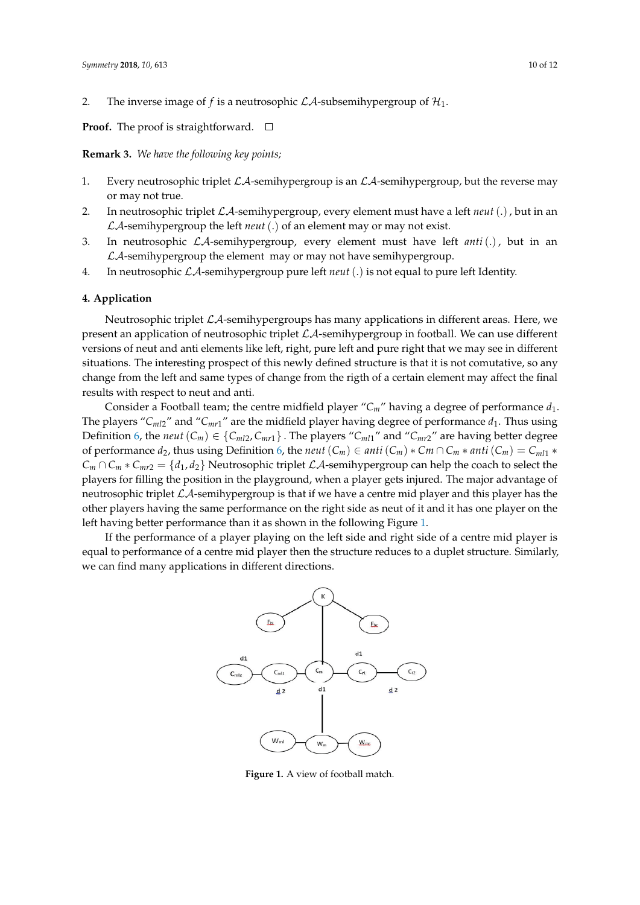2. The inverse image of $f$ is a neutrosophic $\mathcal{LA}$-subsemihypergroup of $\mathcal{H}_1$.

**Proof.** The proof is straightforward. □

**Remark 3.** *We have the following key points;*

1. Every neutrosophic triplet $\mathcal{LA}$-semihypergroup is an $\mathcal{LA}$-semihypergroup, but the reverse may or may not true.
2. In neutrosophic triplet $\mathcal{LA}$-semihypergroup, every element must have a left *neut* (.) , but in an $\mathcal{LA}$-semihypergroup the left *neut* (.) of an element may or may not exist.
3. In neutrosophic $\mathcal{LA}$-semihypergroup, every element must have left *anti* (.) , but in an $\mathcal{LA}$-semihypergroup the element may or may not have semihypergroup.
4. In neutrosophic $\mathcal{LA}$-semihypergroup pure left *neut* (.) is not equal to pure left Identity.

## 4. Application

Neutrosophic triplet $\mathcal{LA}$-semihypergroups has many applications in different areas. Here, we present an application of neutrosophic triplet $\mathcal{LA}$-semihypergroup in football. We can use different versions of neut and anti elements like left, right, pure left and pure right that we may see in different situations. The interesting prospect of this newly defined structure is that it is not comutative, so any change from the left and same types of change from the rigth of a certain element may affect the final results with respect to neut and anti.

Consider a Football team; the centre midfield player "$C_m$" having a degree of performance $d_1$. The players "$C_{ml2}$" and "$C_{mr1}$" are the midfield player having degree of performance $d_1$. Thus using Definition 6, the $neut\,(C_m) \in \{C_{ml2}, C_{mr1}\}$ . The players "$C_{ml1}$" and "$C_{mr2}$" are having better degree of performance $d_2$, thus using Definition 6, the $neut\,(C_m) \in anti\,(C_m) * Cm \cap C_m * anti\,(C_m) = C_{ml1} * C_m \cap C_m * C_{mr2} = \{d_1, d_2\}$ Neutrosophic triplet $\mathcal{LA}$-semihypergroup can help the coach to select the players for filling the position in the playground, when a player gets injured. The major advantage of neutrosophic triplet $\mathcal{LA}$-semihypergroup is that if we have a centre mid player and this player has the other players having the same performance on the right side as neut of it and it has one player on the left having better performance than it as shown in the following Figure 1.

If the performance of a player playing on the left side and right side of a centre mid player is equal to performance of a centre mid player then the structure reduces to a duplet structure. Similarly, we can find many applications in different directions.

**Figure 1.** A view of football match.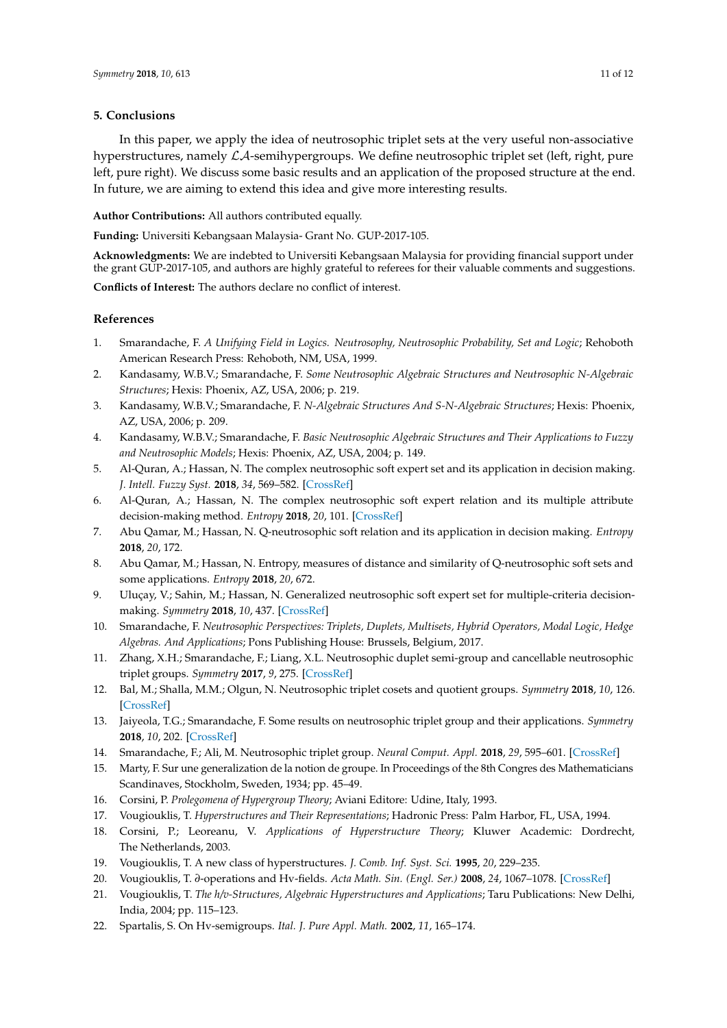## 5. Conclusions

In this paper, we apply the idea of neutrosophic triplet sets at the very useful non-associative hyperstructures, namely $\mathcal{LA}$-semihypergroups. We define neutrosophic triplet set (left, right, pure left, pure right). We discuss some basic results and an application of the proposed structure at the end. In future, we are aiming to extend this idea and give more interesting results.

**Author Contributions:** All authors contributed equally.

**Funding:** Universiti Kebangsaan Malaysia- Grant No. GUP-2017-105.

**Acknowledgments:** We are indebted to Universiti Kebangsaan Malaysia for providing financial support under the grant GUP-2017-105, and authors are highly grateful to referees for their valuable comments and suggestions.

**Conflicts of Interest:** The authors declare no conflict of interest.

## References

1. Smarandache, F. *A Unifying Field in Logics. Neutrosophy, Neutrosophic Probability, Set and Logic*; Rehoboth American Research Press: Rehoboth, NM, USA, 1999.
2. Kandasamy, W.B.V.; Smarandache, F. *Some Neutrosophic Algebraic Structures and Neutrosophic N-Algebraic Structures*; Hexis: Phoenix, AZ, USA, 2006; p. 219.
3. Kandasamy, W.B.V.; Smarandache, F. *N-Algebraic Structures And S-N-Algebraic Structures*; Hexis: Phoenix, AZ, USA, 2006; p. 209.
4. Kandasamy, W.B.V.; Smarandache, F. *Basic Neutrosophic Algebraic Structures and Their Applications to Fuzzy and Neutrosophic Models*; Hexis: Phoenix, AZ, USA, 2004; p. 149.
5. Al-Quran, A.; Hassan, N. The complex neutrosophic soft expert set and its application in decision making. *J. Intell. Fuzzy Syst.* **2018**, *34*, 569–582. [CrossRef]
6. Al-Quran, A.; Hassan, N. The complex neutrosophic soft expert relation and its multiple attribute decision-making method. *Entropy* **2018**, *20*, 101. [CrossRef]
7. Abu Qamar, M.; Hassan, N. Q-neutrosophic soft relation and its application in decision making. *Entropy* **2018**, *20*, 172.
8. Abu Qamar, M.; Hassan, N. Entropy, measures of distance and similarity of Q-neutrosophic soft sets and some applications. *Entropy* **2018**, *20*, 672.
9. Uluçay, V.; Sahin, M.; Hassan, N. Generalized neutrosophic soft expert set for multiple-criteria decision-making. *Symmetry* **2018**, *10*, 437. [CrossRef]
10. Smarandache, F. *Neutrosophic Perspectives: Triplets, Duplets, Multisets, Hybrid Operators, Modal Logic, Hedge Algebras. And Applications*; Pons Publishing House: Brussels, Belgium, 2017.
11. Zhang, X.H.; Smarandache, F.; Liang, X.L. Neutrosophic duplet semi-group and cancellable neutrosophic triplet groups. *Symmetry* **2017**, *9*, 275. [CrossRef]
12. Bal, M.; Shalla, M.M.; Olgun, N. Neutrosophic triplet cosets and quotient groups. *Symmetry* **2018**, *10*, 126. [CrossRef]
13. Jaiyeola, T.G.; Smarandache, F. Some results on neutrosophic triplet group and their applications. *Symmetry* **2018**, *10*, 202. [CrossRef]
14. Smarandache, F.; Ali, M. Neutrosophic triplet group. *Neural Comput. Appl.* **2018**, *29*, 595–601. [CrossRef]
15. Marty, F. Sur une generalization de la notion de groupe. In Proceedings of the 8th Congres des Mathematicians Scandinaves, Stockholm, Sweden, 1934; pp. 45–49.
16. Corsini, P. *Prolegomena of Hypergroup Theory*; Aviani Editore: Udine, Italy, 1993.
17. Vougiouklis, T. *Hyperstructures and Their Representations*; Hadronic Press: Palm Harbor, FL, USA, 1994.
18. Corsini, P.; Leoreanu, V. *Applications of Hyperstructure Theory*; Kluwer Academic: Dordrecht, The Netherlands, 2003.
19. Vougiouklis, T. A new class of hyperstructures. *J. Comb. Inf. Syst. Sci.* **1995**, *20*, 229–235.
20. Vougiouklis, T. $\partial$-operations and Hv-fields. *Acta Math. Sin. (Engl. Ser.)* **2008**, *24*, 1067–1078. [CrossRef]
21. Vougiouklis, T. *The h/v-Structures, Algebraic Hyperstructures and Applications*; Taru Publications: New Delhi, India, 2004; pp. 115–123.
22. Spartalis, S. On Hv-semigroups. *Ital. J. Pure Appl. Math.* **2002**, *11*, 165–174.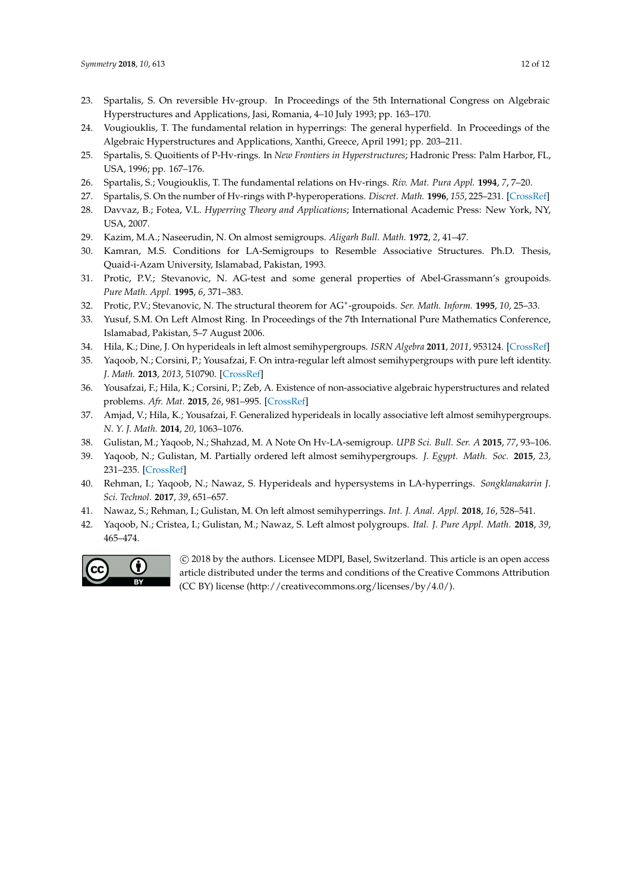23. Spartalis, S. On reversible Hv-group. In Proceedings of the 5th International Congress on Algebraic Hyperstructures and Applications, Jasi, Romania, 4–10 July 1993; pp. 163–170.
24. Vougiouklis, T. The fundamental relation in hyperrings: The general hyperfield. In Proceedings of the Algebraic Hyperstructures and Applications, Xanthi, Greece, April 1991; pp. 203–211.
25. Spartalis, S. Quoitients of P-Hv-rings. In *New Frontiers in Hyperstructures*; Hadronic Press: Palm Harbor, FL, USA, 1996; pp. 167–176.
26. Spartalis, S.; Vougiouklis, T. The fundamental relations on Hv-rings. *Riv. Mat. Pura Appl.* **1994**, *7*, 7–20.
27. Spartalis, S. On the number of Hv-rings with P-hyperoperations. *Discret. Math.* **1996**, *155*, 225–231. [CrossRef]
28. Davvaz, B.; Fotea, V.L. *Hyperring Theory and Applications*; International Academic Press: New York, NY, USA, 2007.
29. Kazim, M.A.; Naseerudin, N. On almost semigroups. *Aligarh Bull. Math.* **1972**, *2*, 41–47.
30. Kamran, M.S. Conditions for LA-Semigroups to Resemble Associative Structures. Ph.D. Thesis, Quaid-i-Azam University, Islamabad, Pakistan, 1993.
31. Protic, P.V.; Stevanovic, N. AG-test and some general properties of Abel-Grassmann's groupoids. *Pure Math. Appl.* **1995**, *6*, 371–383.
32. Protic, P.V.; Stevanovic, N. The structural theorem for AG$^*$-groupoids. *Ser. Math. Inform.* **1995**, *10*, 25–33.
33. Yusuf, S.M. On Left Almost Ring. In Proceedings of the 7th International Pure Mathematics Conference, Islamabad, Pakistan, 5–7 August 2006.
34. Hila, K.; Dine, J. On hyperideals in left almost semihypergroups. *ISRN Algebra* **2011**, *2011*, 953124. [CrossRef]
35. Yaqoob, N.; Corsini, P.; Yousafzai, F. On intra-regular left almost semihypergroups with pure left identity. *J. Math.* **2013**, *2013*, 510790. [CrossRef]
36. Yousafzai, F.; Hila, K.; Corsini, P.; Zeb, A. Existence of non-associative algebraic hyperstructures and related problems. *Afr. Mat.* **2015**, *26*, 981–995. [CrossRef]
37. Amjad, V.; Hila, K.; Yousafzai, F. Generalized hyperideals in locally associative left almost semihypergroups. *N. Y. J. Math.* **2014**, *20*, 1063–1076.
38. Gulistan, M.; Yaqoob, N.; Shahzad, M. A Note On Hv-LA-semigroup. *UPB Sci. Bull. Ser. A* **2015**, *77*, 93–106.
39. Yaqoob, N.; Gulistan, M. Partially ordered left almost semihypergroups. *J. Egypt. Math. Soc.* **2015**, *23*, 231–235. [CrossRef]
40. Rehman, I.; Yaqoob, N.; Nawaz, S. Hyperideals and hypersystems in LA-hyperrings. *Songklanakarin J. Sci. Technol.* **2017**, *39*, 651–657.
41. Nawaz, S.; Rehman, I.; Gulistan, M. On left almost semihyperrings. *Int. J. Anal. Appl.* **2018**, *16*, 528–541.
42. Yaqoob, N.; Cristea, I.; Gulistan, M.; Nawaz, S. Left almost polygroups. *Ital. J. Pure Appl. Math.* **2018**, *39*, 465–474.

© 2018 by the authors. Licensee MDPI, Basel, Switzerland. This article is an open access article distributed under the terms and conditions of the Creative Commons Attribution (CC BY) license (http://creativecommons.org/licenses/by/4.0/).